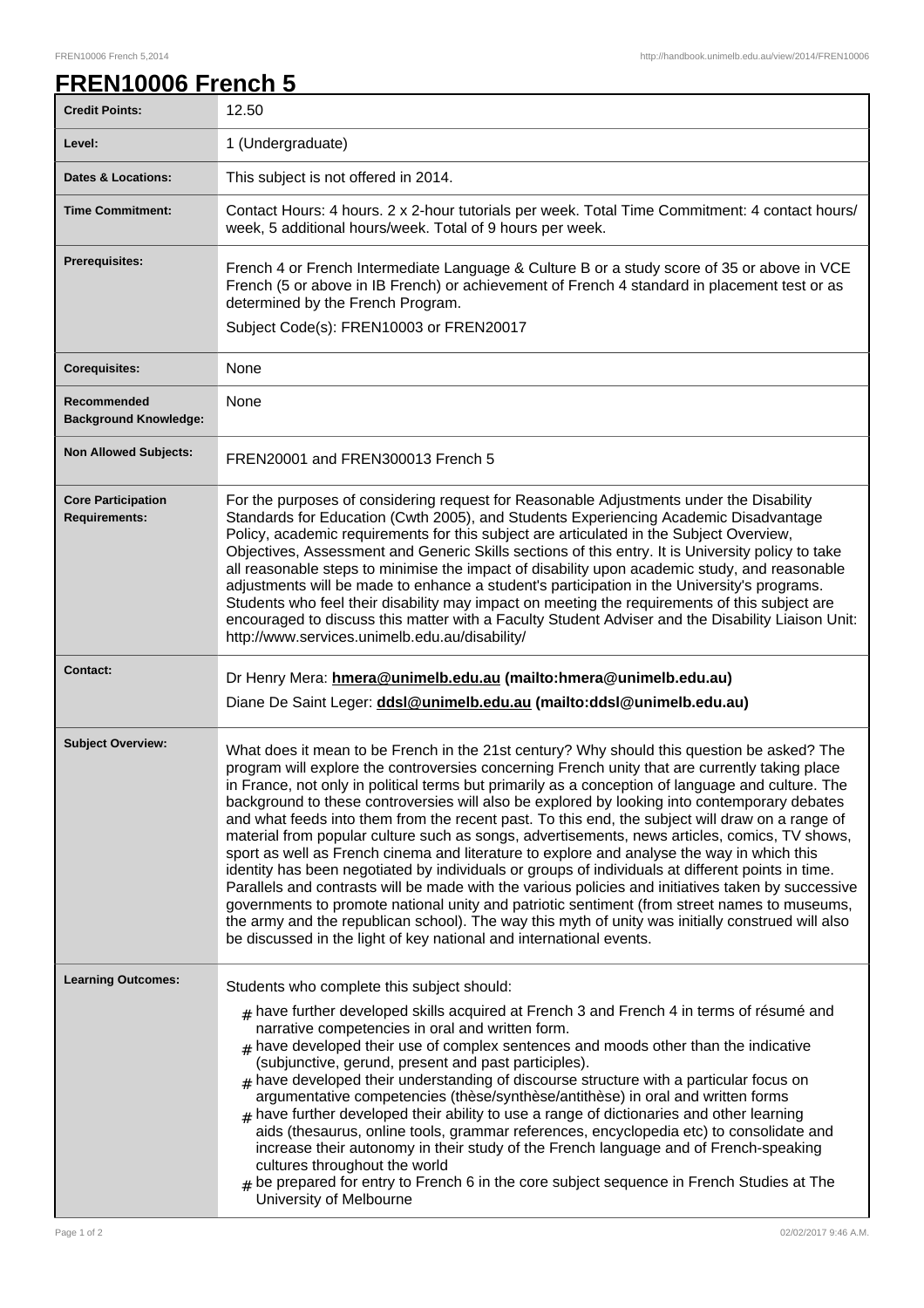# FREN10006 French 5

| | |
|---|---|
| **Credit Points:** | 12.50 |
| **Level:** | 1 (Undergraduate) |
| **Dates & Locations:** | This subject is not offered in 2014. |
| **Time Commitment:** | Contact Hours: 4 hours. 2 x 2-hour tutorials per week. Total Time Commitment: 4 contact hours/ week, 5 additional hours/week. Total of 9 hours per week. |
| **Prerequisites:** | French 4 or French Intermediate Language & Culture B or a study score of 35 or above in VCE French (5 or above in IB French) or achievement of French 4 standard in placement test or as determined by the French Program.<br>Subject Code(s): FREN10003 or FREN20017 |
| **Corequisites:** | None |
| **Recommended Background Knowledge:** | None |
| **Non Allowed Subjects:** | FREN20001 and FREN300013 French 5 |
| **Core Participation Requirements:** | For the purposes of considering request for Reasonable Adjustments under the Disability Standards for Education (Cwth 2005), and Students Experiencing Academic Disadvantage Policy, academic requirements for this subject are articulated in the Subject Overview, Objectives, Assessment and Generic Skills sections of this entry. It is University policy to take all reasonable steps to minimise the impact of disability upon academic study, and reasonable adjustments will be made to enhance a student's participation in the University's programs. Students who feel their disability may impact on meeting the requirements of this subject are encouraged to discuss this matter with a Faculty Student Adviser and the Disability Liaison Unit: http://www.services.unimelb.edu.au/disability/ |
| **Contact:** | Dr Henry Mera: **hmera@unimelb.edu.au (mailto:hmera@unimelb.edu.au)**<br>Diane De Saint Leger: **ddsl@unimelb.edu.au (mailto:ddsl@unimelb.edu.au)** |
| **Subject Overview:** | What does it mean to be French in the 21st century? Why should this question be asked? The program will explore the controversies concerning French unity that are currently taking place in France, not only in political terms but primarily as a conception of language and culture. The background to these controversies will also be explored by looking into contemporary debates and what feeds into them from the recent past. To this end, the subject will draw on a range of material from popular culture such as songs, advertisements, news articles, comics, TV shows, sport as well as French cinema and literature to explore and analyse the way in which this identity has been negotiated by individuals or groups of individuals at different points in time. Parallels and contrasts will be made with the various policies and initiatives taken by successive governments to promote national unity and patriotic sentiment (from street names to museums, the army and the republican school). The way this myth of unity was initially construed will also be discussed in the light of key national and international events. |
| **Learning Outcomes:** | Students who complete this subject should:<br># have further developed skills acquired at French 3 and French 4 in terms of résumé and narrative competencies in oral and written form.<br># have developed their use of complex sentences and moods other than the indicative (subjunctive, gerund, present and past participles).<br># have developed their understanding of discourse structure with a particular focus on argumentative competencies (thèse/synthèse/antithèse) in oral and written forms<br># have further developed their ability to use a range of dictionaries and other learning aids (thesaurus, online tools, grammar references, encyclopedia etc) to consolidate and increase their autonomy in their study of the French language and of French-speaking cultures throughout the world<br># be prepared for entry to French 6 in the core subject sequence in French Studies at The University of Melbourne |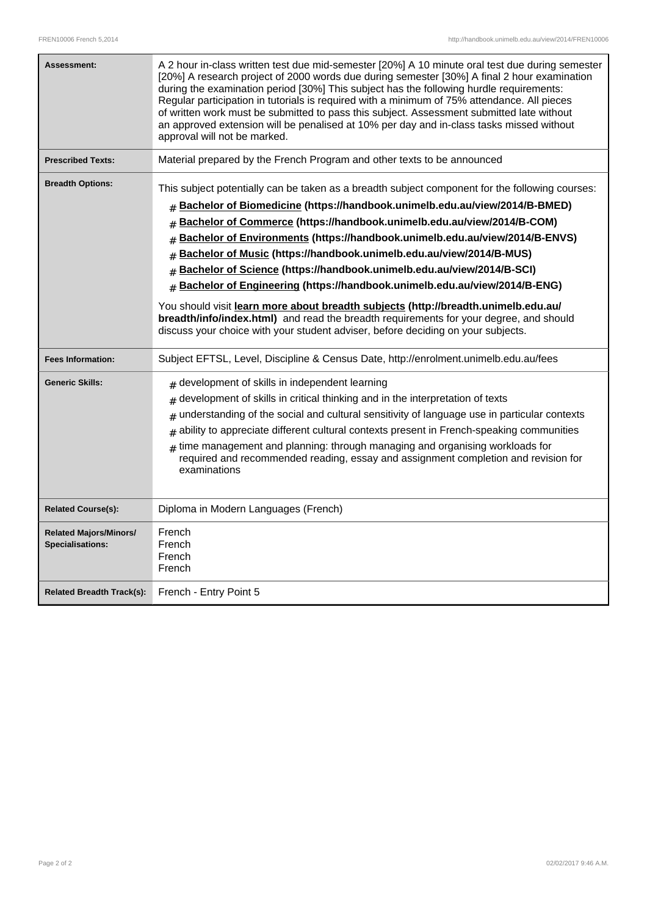| | |
|---|---|
| **Assessment:** | A 2 hour in-class written test due mid-semester [20%] A 10 minute oral test due during semester [20%] A research project of 2000 words due during semester [30%] A final 2 hour examination during the examination period [30%] This subject has the following hurdle requirements: Regular participation in tutorials is required with a minimum of 75% attendance. All pieces of written work must be submitted to pass this subject. Assessment submitted late without an approved extension will be penalised at 10% per day and in-class tasks missed without approval will not be marked. |
| **Prescribed Texts:** | Material prepared by the French Program and other texts to be announced |
| **Breadth Options:** | This subject potentially can be taken as a breadth subject component for the following courses:<br># **Bachelor of Biomedicine (https://handbook.unimelb.edu.au/view/2014/B-BMED)**<br># **Bachelor of Commerce (https://handbook.unimelb.edu.au/view/2014/B-COM)**<br># **Bachelor of Environments (https://handbook.unimelb.edu.au/view/2014/B-ENVS)**<br># **Bachelor of Music (https://handbook.unimelb.edu.au/view/2014/B-MUS)**<br># **Bachelor of Science (https://handbook.unimelb.edu.au/view/2014/B-SCI)**<br># **Bachelor of Engineering (https://handbook.unimelb.edu.au/view/2014/B-ENG)**<br>You should visit **learn more about breadth subjects (http://breadth.unimelb.edu.au/breadth/info/index.html)** and read the breadth requirements for your degree, and should discuss your choice with your student adviser, before deciding on your subjects. |
| **Fees Information:** | Subject EFTSL, Level, Discipline & Census Date, http://enrolment.unimelb.edu.au/fees |
| **Generic Skills:** | # development of skills in independent learning<br># development of skills in critical thinking and in the interpretation of texts<br># understanding of the social and cultural sensitivity of language use in particular contexts<br># ability to appreciate different cultural contexts present in French-speaking communities<br># time management and planning: through managing and organising workloads for required and recommended reading, essay and assignment completion and revision for examinations |
| **Related Course(s):** | Diploma in Modern Languages (French) |
| **Related Majors/Minors/ Specialisations:** | French<br>French<br>French<br>French |
| **Related Breadth Track(s):** | French - Entry Point 5 |